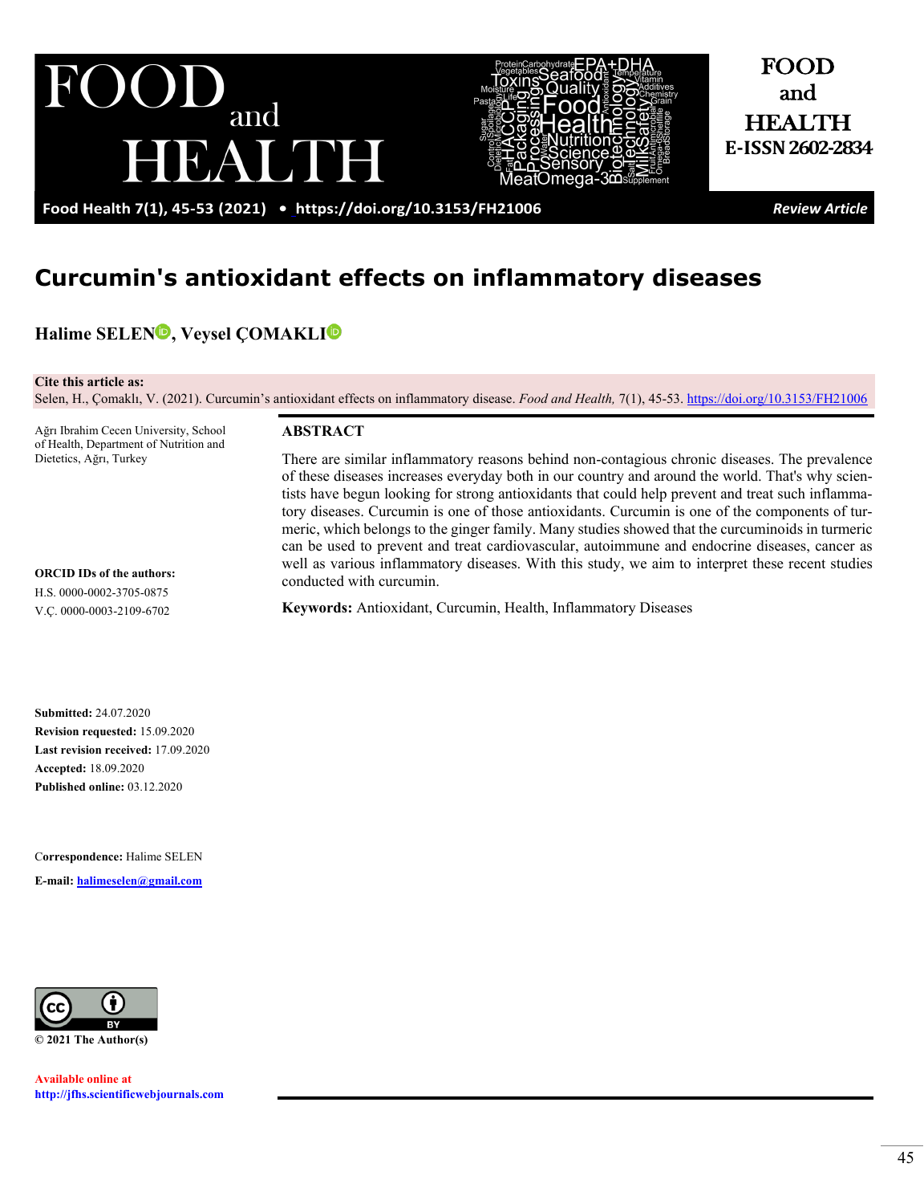# Curcumin's antioxidant effects on inflammatory diseases

**Halime SELEN, Veysel ÇOMAKLI**

**Cite this article as:**
Selen, H., Çomaklı, V. (2021). Curcumin's antioxidant effects on inflammatory disease. *Food and Health,* 7(1), 45-53. https://doi.org/10.3153/FH21006

Ağrı Ibrahim Cecen University, School of Health, Department of Nutrition and Dietetics, Ağrı, Turkey

**ORCID IDs of the authors:**
H.S. 0000-0002-3705-0875
V.Ç. 0000-0003-2109-6702

**Submitted:** 24.07.2020
**Revision requested:** 15.09.2020
**Last revision received:** 17.09.2020
**Accepted:** 18.09.2020
**Published online:** 03.12.2020

**Correspondence:** Halime SELEN
**E-mail:** halimeselen@gmail.com

© 2021 The Author(s)

**Available online at**
**http://jfhs.scientificwebjournals.com**

## ABSTRACT

There are similar inflammatory reasons behind non-contagious chronic diseases. The prevalence of these diseases increases everyday both in our country and around the world. That's why scientists have begun looking for strong antioxidants that could help prevent and treat such inflammatory diseases. Curcumin is one of those antioxidants. Curcumin is one of the components of turmeric, which belongs to the ginger family. Many studies showed that the curcuminoids in turmeric can be used to prevent and treat cardiovascular, autoimmune and endocrine diseases, cancer as well as various inflammatory diseases. With this study, we aim to interpret these recent studies conducted with curcumin.

**Keywords:** Antioxidant, Curcumin, Health, Inflammatory Diseases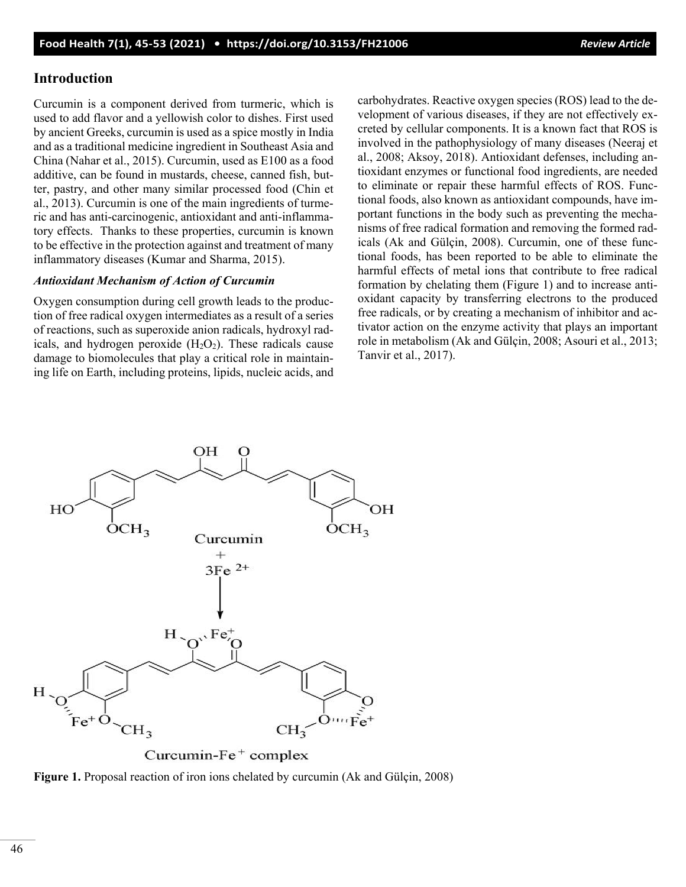## Introduction

Curcumin is a component derived from turmeric, which is used to add flavor and a yellowish color to dishes. First used by ancient Greeks, curcumin is used as a spice mostly in India and as a traditional medicine ingredient in Southeast Asia and China (Nahar et al., 2015). Curcumin, used as E100 as a food additive, can be found in mustards, cheese, canned fish, butter, pastry, and other many similar processed food (Chin et al., 2013). Curcumin is one of the main ingredients of turmeric and has anti-carcinogenic, antioxidant and anti-inflammatory effects. Thanks to these properties, curcumin is known to be effective in the protection against and treatment of many inflammatory diseases (Kumar and Sharma, 2015).

### *Antioxidant Mechanism of Action of Curcumin*

Oxygen consumption during cell growth leads to the production of free radical oxygen intermediates as a result of a series of reactions, such as superoxide anion radicals, hydroxyl radicals, and hydrogen peroxide ($H_2O_2$). These radicals cause damage to biomolecules that play a critical role in maintaining life on Earth, including proteins, lipids, nucleic acids, and carbohydrates. Reactive oxygen species (ROS) lead to the development of various diseases, if they are not effectively excreted by cellular components. It is a known fact that ROS is involved in the pathophysiology of many diseases (Neeraj et al., 2008; Aksoy, 2018). Antioxidant defenses, including antioxidant enzymes or functional food ingredients, are needed to eliminate or repair these harmful effects of ROS. Functional foods, also known as antioxidant compounds, have important functions in the body such as preventing the mechanisms of free radical formation and removing the formed radicals (Ak and Gülçin, 2008). Curcumin, one of these functional foods, has been reported to be able to eliminate the harmful effects of metal ions that contribute to free radical formation by chelating them (Figure 1) and to increase antioxidant capacity by transferring electrons to the produced free radicals, or by creating a mechanism of inhibitor and activator action on the enzyme activity that plays an important role in metabolism (Ak and Gülçin, 2008; Asouri et al., 2013; Tanvir et al., 2017).

Curcumin + $3Fe^{2+}$ → Curcumin-$Fe^{+}$ complex

**Figure 1.** Proposal reaction of iron ions chelated by curcumin (Ak and Gülçin, 2008)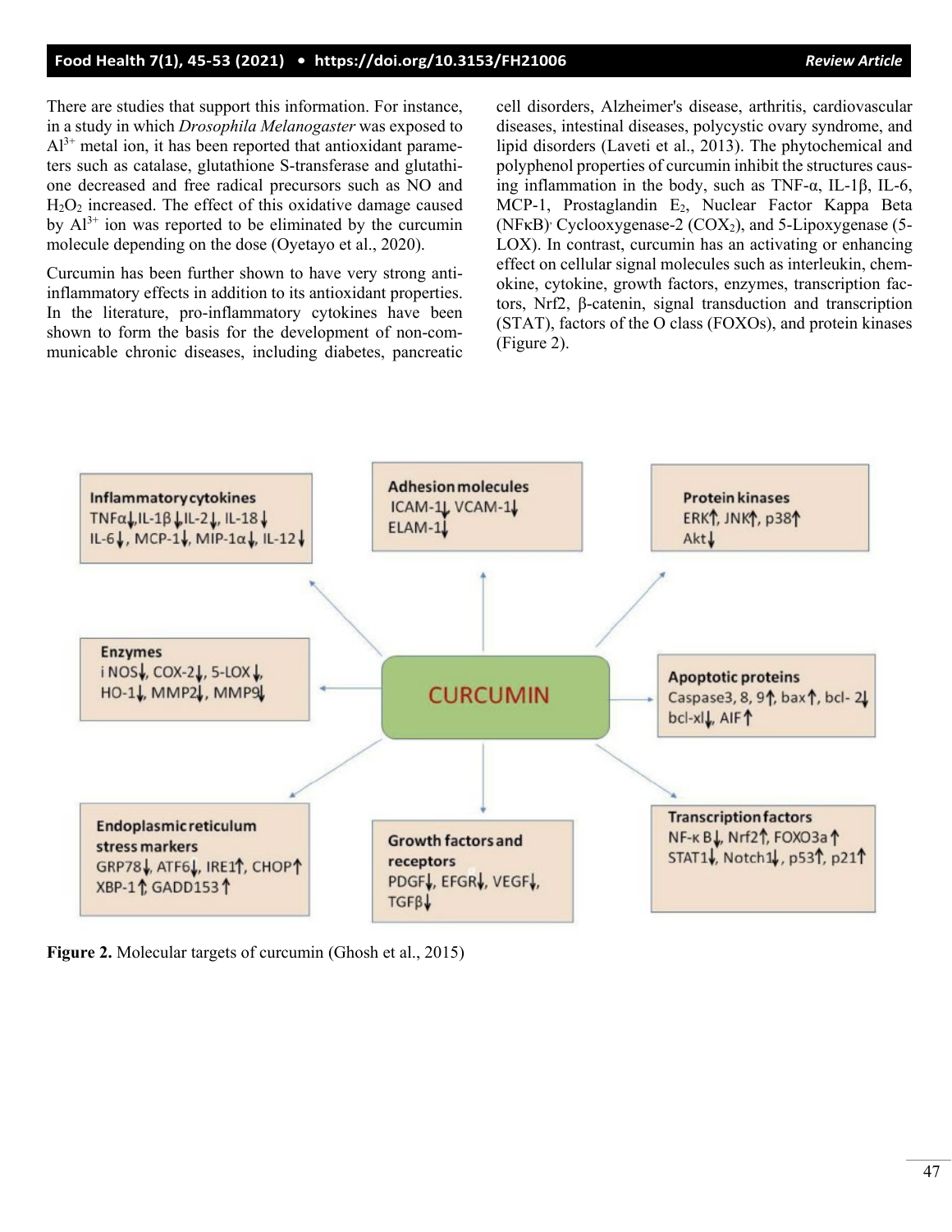There are studies that support this information. For instance, in a study in which *Drosophila Melanogaster* was exposed to $Al^{3+}$ metal ion, it has been reported that antioxidant parameters such as catalase, glutathione S-transferase and glutathione decreased and free radical precursors such as NO and $H_2O_2$ increased. The effect of this oxidative damage caused by $Al^{3+}$ ion was reported to be eliminated by the curcumin molecule depending on the dose (Oyetayo et al., 2020).

Curcumin has been further shown to have very strong anti-inflammatory effects in addition to its antioxidant properties. In the literature, pro-inflammatory cytokines have been shown to form the basis for the development of non-communicable chronic diseases, including diabetes, pancreatic cell disorders, Alzheimer's disease, arthritis, cardiovascular diseases, intestinal diseases, polycystic ovary syndrome, and lipid disorders (Laveti et al., 2013). The phytochemical and polyphenol properties of curcumin inhibit the structures causing inflammation in the body, such as TNF-α, IL-1β, IL-6, MCP-1, Prostaglandin $E_2$, Nuclear Factor Kappa Beta (NFκB), Cyclooxygenase-2 ($COX_2$), and 5-Lipoxygenase (5-LOX). In contrast, curcumin has an activating or enhancing effect on cellular signal molecules such as interleukin, chemokine, cytokine, growth factors, enzymes, transcription factors, Nrf2, β-catenin, signal transduction and transcription (STAT), factors of the O class (FOXOs), and protein kinases (Figure 2).

**Inflammatory cytokines**
TNFα↓, IL-1β↓, IL-2↓, IL-18↓
IL-6↓, MCP-1↓, MIP-1α↓, IL-12↓

**Adhesion molecules**
ICAM-1↓, VCAM-1↓
ELAM-1↓

**Protein kinases**
ERK↑, JNK↑, p38↑
Akt↓

**Enzymes**
iNOS↓, COX-2↓, 5-LOX↓,
HO-1↓, MMP2↓, MMP9↓

**CURCUMIN**

**Apoptotic proteins**
Caspase3, 8, 9↑, bax↑, bcl-2↓
bcl-xl↓, AIF↑

**Endoplasmic reticulum stress markers**
GRP78↓, ATF6↓, IRE1↑, CHOP↑
XBP-1↑, GADD153↑

**Growth factors and receptors**
PDGF↓, EFGR↓, VEGF↓,
TGFβ↓

**Transcription factors**
NF-κB↓, Nrf2↑, FOXO3a↑
STAT1↓, Notch1↓, p53↑, p21↑

**Figure 2.** Molecular targets of curcumin (Ghosh et al., 2015)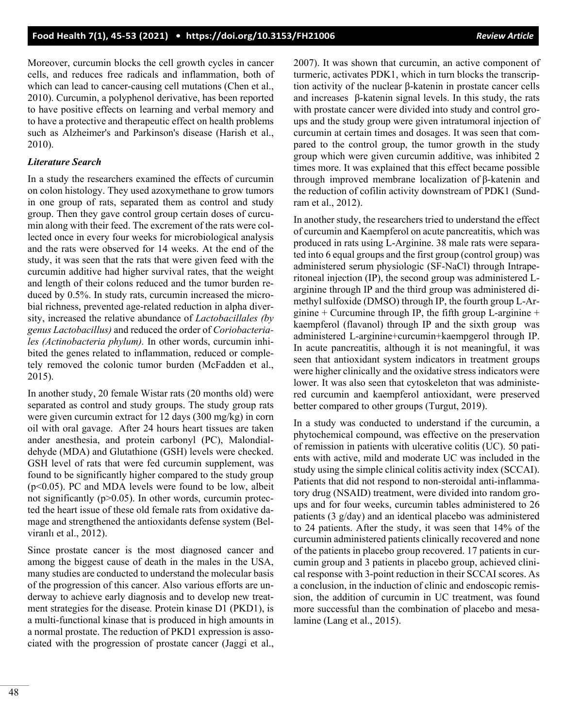Moreover, curcumin blocks the cell growth cycles in cancer cells, and reduces free radicals and inflammation, both of which can lead to cancer-causing cell mutations (Chen et al., 2010). Curcumin, a polyphenol derivative, has been reported to have positive effects on learning and verbal memory and to have a protective and therapeutic effect on health problems such as Alzheimer's and Parkinson's disease (Harish et al., 2010).

### *Literature Search*

In a study the researchers examined the effects of curcumin on colon histology. They used azoxymethane to grow tumors in one group of rats, separated them as control and study group. Then they gave control group certain doses of curcumin along with their feed. The excrement of the rats were collected once in every four weeks for microbiological analysis and the rats were observed for 14 weeks. At the end of the study, it was seen that the rats that were given feed with the curcumin additive had higher survival rates, that the weight and length of their colons reduced and the tumor burden reduced by 0.5%. In study rats, curcumin increased the microbial richness, prevented age-related reduction in alpha diversity, increased the relative abundance of *Lactobacillales (by genus Lactobacillus)* and reduced the order of *Coriobacteriales (Actinobacteria phylum).* In other words, curcumin inhibited the genes related to inflammation, reduced or completely removed the colonic tumor burden (McFadden et al., 2015).

In another study, 20 female Wistar rats (20 months old) were separated as control and study groups. The study group rats were given curcumin extract for 12 days (300 mg/kg) in corn oil with oral gavage. After 24 hours heart tissues are taken ander anesthesia, and protein carbonyl (PC), Malondialdehyde (MDA) and Glutathione (GSH) levels were checked. GSH level of rats that were fed curcumin supplement, was found to be significantly higher compared to the study group ($p<0.05$). PC and MDA levels were found to be low, albeit not significantly ($p>0.05$). In other words, curcumin protected the heart issue of these old female rats from oxidative damage and strengthened the antioxidants defense system (Belviranlı et al., 2012).

Since prostate cancer is the most diagnosed cancer and among the biggest cause of death in the males in the USA, many studies are conducted to understand the molecular basis of the progression of this cancer. Also various efforts are underway to achieve early diagnosis and to develop new treatment strategies for the disease. Protein kinase D1 (PKD1), is a multi-functional kinase that is produced in high amounts in a normal prostate. The reduction of PKD1 expression is associated with the progression of prostate cancer (Jaggi et al., 2007). It was shown that curcumin, an active component of turmeric, activates PDK1, which in turn blocks the transcription activity of the nuclear β-katenin in prostate cancer cells and increases β-katenin signal levels. In this study, the rats with prostate cancer were divided into study and control groups and the study group were given intratumoral injection of curcumin at certain times and dosages. It was seen that compared to the control group, the tumor growth in the study group which were given curcumin additive, was inhibited 2 times more. It was explained that this effect became possible through improved membrane localization of β-katenin and the reduction of cofilin activity downstream of PDK1 (Sundram et al., 2012).

In another study, the researchers tried to understand the effect of curcumin and Kaempferol on acute pancreatitis, which was produced in rats using L-Arginine. 38 male rats were separated into 6 equal groups and the first group (control group) was administered serum physiologic (SF-NaCl) through Intraperitoneal injection (IP), the second group was administered L-arginine through IP and the third group was administered dimethyl sulfoxide (DMSO) through IP, the fourth group L-Arginine + Curcumine through IP, the fifth group L-arginine + kaempferol (flavanol) through IP and the sixth group was administered L-arginine+curcumin+kaempgerol through IP. In acute pancreatitis, although it is not meaningful, it was seen that antioxidant system indicators in treatment groups were higher clinically and the oxidative stress indicators were lower. It was also seen that cytoskeleton that was administered curcumin and kaempferol antioxidant, were preserved better compared to other groups (Turgut, 2019).

In a study was conducted to understand if the curcumin, a phytochemical compound, was effective on the preservation of remission in patients with ulcerative colitis (UC). 50 patients with active, mild and moderate UC was included in the study using the simple clinical colitis activity index (SCCAI). Patients that did not respond to non-steroidal anti-inflammatory drug (NSAID) treatment, were divided into random groups and for four weeks, curcumin tables administered to 26 patients (3 g/day) and an identical placebo was administered to 24 patients. After the study, it was seen that 14% of the curcumin administered patients clinically recovered and none of the patients in placebo group recovered. 17 patients in curcumin group and 3 patients in placebo group, achieved clinical response with 3-point reduction in their SCCAI scores. As a conclusion, in the induction of clinic and endoscopic remission, the addition of curcumin in UC treatment, was found more successful than the combination of placebo and mesalamine (Lang et al., 2015).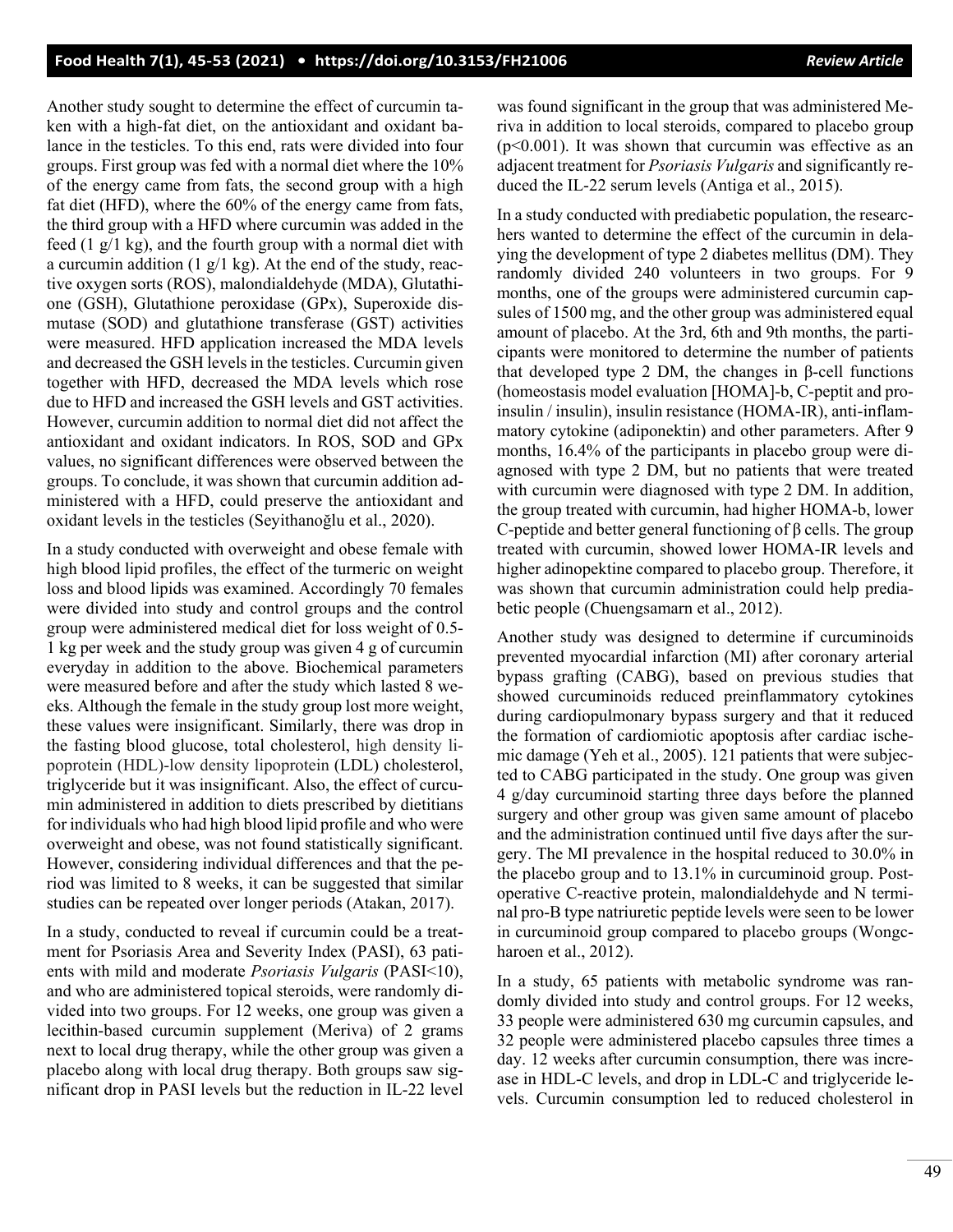Another study sought to determine the effect of curcumin taken with a high-fat diet, on the antioxidant and oxidant balance in the testicles. To this end, rats were divided into four groups. First group was fed with a normal diet where the 10% of the energy came from fats, the second group with a high fat diet (HFD), where the 60% of the energy came from fats, the third group with a HFD where curcumin was added in the feed (1 g/1 kg), and the fourth group with a normal diet with a curcumin addition (1 g/1 kg). At the end of the study, reactive oxygen sorts (ROS), malondialdehyde (MDA), Glutathione (GSH), Glutathione peroxidase (GPx), Superoxide dismutase (SOD) and glutathione transferase (GST) activities were measured. HFD application increased the MDA levels and decreased the GSH levels in the testicles. Curcumin given together with HFD, decreased the MDA levels which rose due to HFD and increased the GSH levels and GST activities. However, curcumin addition to normal diet did not affect the antioxidant and oxidant indicators. In ROS, SOD and GPx values, no significant differences were observed between the groups. To conclude, it was shown that curcumin addition administered with a HFD, could preserve the antioxidant and oxidant levels in the testicles (Seyithanoğlu et al., 2020).

In a study conducted with overweight and obese female with high blood lipid profiles, the effect of the turmeric on weight loss and blood lipids was examined. Accordingly 70 females were divided into study and control groups and the control group were administered medical diet for loss weight of 0.5-1 kg per week and the study group was given 4 g of curcumin everyday in addition to the above. Biochemical parameters were measured before and after the study which lasted 8 weeks. Although the female in the study group lost more weight, these values were insignificant. Similarly, there was drop in the fasting blood glucose, total cholesterol, high density lipoprotein (HDL)-low density lipoprotein (LDL) cholesterol, triglyceride but it was insignificant. Also, the effect of curcumin administered in addition to diets prescribed by dietitians for individuals who had high blood lipid profile and who were overweight and obese, was not found statistically significant. However, considering individual differences and that the period was limited to 8 weeks, it can be suggested that similar studies can be repeated over longer periods (Atakan, 2017).

In a study, conducted to reveal if curcumin could be a treatment for Psoriasis Area and Severity Index (PASI), 63 patients with mild and moderate *Psoriasis Vulgaris* (PASI<10), and who are administered topical steroids, were randomly divided into two groups. For 12 weeks, one group was given a lecithin-based curcumin supplement (Meriva) of 2 grams next to local drug therapy, while the other group was given a placebo along with local drug therapy. Both groups saw significant drop in PASI levels but the reduction in IL-22 level was found significant in the group that was administered Meriva in addition to local steroids, compared to placebo group ($p<0.001$). It was shown that curcumin was effective as an adjacent treatment for *Psoriasis Vulgaris* and significantly reduced the IL-22 serum levels (Antiga et al., 2015).

In a study conducted with prediabetic population, the researchers wanted to determine the effect of the curcumin in delaying the development of type 2 diabetes mellitus (DM). They randomly divided 240 volunteers in two groups. For 9 months, one of the groups were administered curcumin capsules of 1500 mg, and the other group was administered equal amount of placebo. At the 3rd, 6th and 9th months, the participants were monitored to determine the number of patients that developed type 2 DM, the changes in β-cell functions (homeostasis model evaluation [HOMA]-b, C-peptit and proinsulin / insulin), insulin resistance (HOMA-IR), anti-inflammatory cytokine (adiponektin) and other parameters. After 9 months, 16.4% of the participants in placebo group were diagnosed with type 2 DM, but no patients that were treated with curcumin were diagnosed with type 2 DM. In addition, the group treated with curcumin, had higher HOMA-b, lower C-peptide and better general functioning of β cells. The group treated with curcumin, showed lower HOMA-IR levels and higher adinopektine compared to placebo group. Therefore, it was shown that curcumin administration could help prediabetic people (Chuengsamarn et al., 2012).

Another study was designed to determine if curcuminoids prevented myocardial infarction (MI) after coronary arterial bypass grafting (CABG), based on previous studies that showed curcuminoids reduced preinflammatory cytokines during cardiopulmonary bypass surgery and that it reduced the formation of cardiomiotic apoptosis after cardiac ischemic damage (Yeh et al., 2005). 121 patients that were subjected to CABG participated in the study. One group was given 4 g/day curcuminoid starting three days before the planned surgery and other group was given same amount of placebo and the administration continued until five days after the surgery. The MI prevalence in the hospital reduced to 30.0% in the placebo group and to 13.1% in curcuminoid group. Postoperative C-reactive protein, malondialdehyde and N terminal pro-B type natriuretic peptide levels were seen to be lower in curcuminoid group compared to placebo groups (Wongcharoen et al., 2012).

In a study, 65 patients with metabolic syndrome was randomly divided into study and control groups. For 12 weeks, 33 people were administered 630 mg curcumin capsules, and 32 people were administered placebo capsules three times a day. 12 weeks after curcumin consumption, there was increase in HDL-C levels, and drop in LDL-C and triglyceride levels. Curcumin consumption led to reduced cholesterol in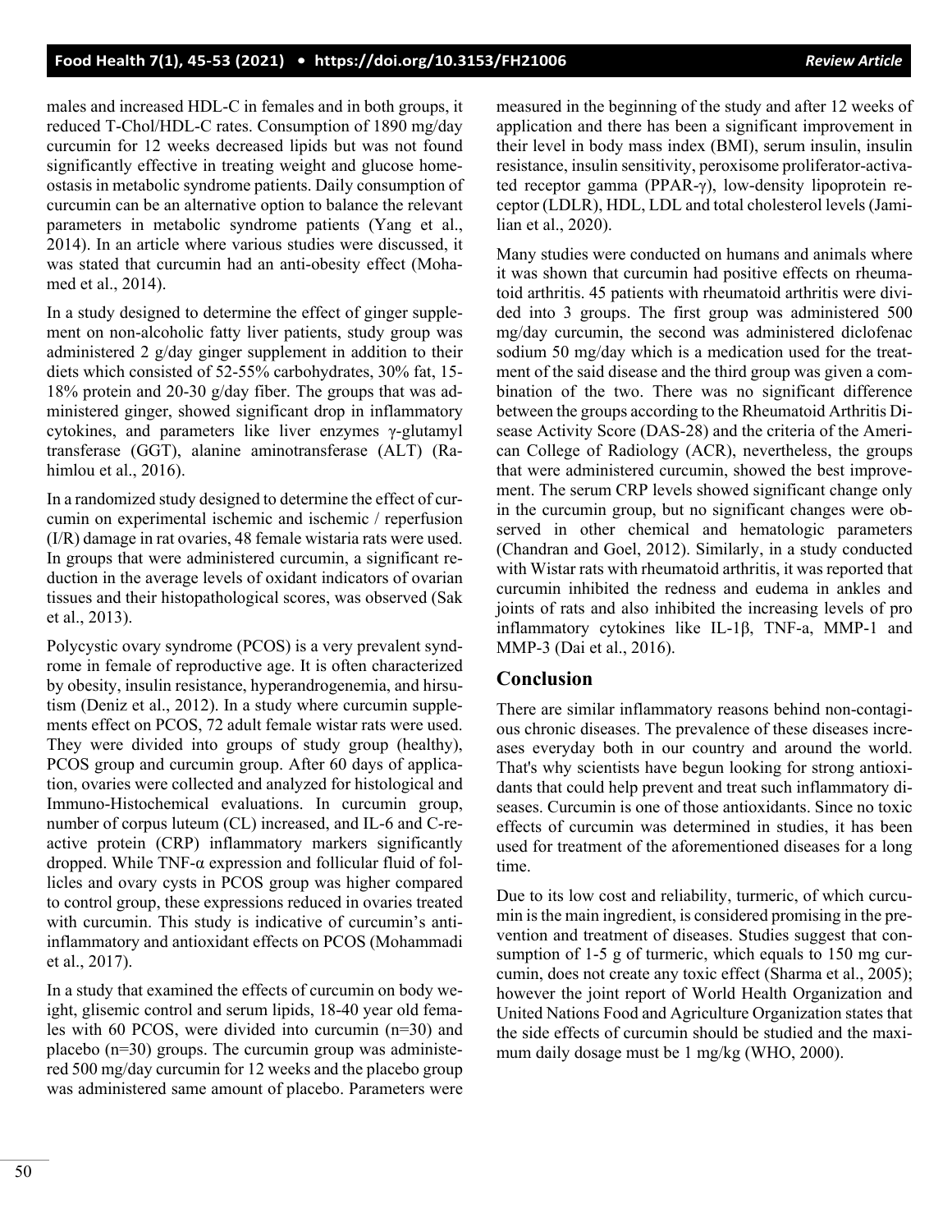males and increased HDL-C in females and in both groups, it reduced T-Chol/HDL-C rates. Consumption of 1890 mg/day curcumin for 12 weeks decreased lipids but was not found significantly effective in treating weight and glucose homeostasis in metabolic syndrome patients. Daily consumption of curcumin can be an alternative option to balance the relevant parameters in metabolic syndrome patients (Yang et al., 2014). In an article where various studies were discussed, it was stated that curcumin had an anti-obesity effect (Mohamed et al., 2014).

In a study designed to determine the effect of ginger supplement on non-alcoholic fatty liver patients, study group was administered 2 g/day ginger supplement in addition to their diets which consisted of 52-55% carbohydrates, 30% fat, 15-18% protein and 20-30 g/day fiber. The groups that was administered ginger, showed significant drop in inflammatory cytokines, and parameters like liver enzymes γ-glutamyl transferase (GGT), alanine aminotransferase (ALT) (Rahimlou et al., 2016).

In a randomized study designed to determine the effect of curcumin on experimental ischemic and ischemic / reperfusion (I/R) damage in rat ovaries, 48 female wistaria rats were used. In groups that were administered curcumin, a significant reduction in the average levels of oxidant indicators of ovarian tissues and their histopathological scores, was observed (Sak et al., 2013).

Polycystic ovary syndrome (PCOS) is a very prevalent syndrome in female of reproductive age. It is often characterized by obesity, insulin resistance, hyperandrogenemia, and hirsutism (Deniz et al., 2012). In a study where curcumin supplements effect on PCOS, 72 adult female wistar rats were used. They were divided into groups of study group (healthy), PCOS group and curcumin group. After 60 days of application, ovaries were collected and analyzed for histological and Immuno-Histochemical evaluations. In curcumin group, number of corpus luteum (CL) increased, and IL-6 and C-reactive protein (CRP) inflammatory markers significantly dropped. While TNF-α expression and follicular fluid of follicles and ovary cysts in PCOS group was higher compared to control group, these expressions reduced in ovaries treated with curcumin. This study is indicative of curcumin's anti-inflammatory and antioxidant effects on PCOS (Mohammadi et al., 2017).

In a study that examined the effects of curcumin on body weight, glisemic control and serum lipids, 18-40 year old females with 60 PCOS, were divided into curcumin (n=30) and placebo (n=30) groups. The curcumin group was administered 500 mg/day curcumin for 12 weeks and the placebo group was administered same amount of placebo. Parameters were measured in the beginning of the study and after 12 weeks of application and there has been a significant improvement in their level in body mass index (BMI), serum insulin, insulin resistance, insulin sensitivity, peroxisome proliferator-activated receptor gamma (PPAR-γ), low-density lipoprotein receptor (LDLR), HDL, LDL and total cholesterol levels (Jamilian et al., 2020).

Many studies were conducted on humans and animals where it was shown that curcumin had positive effects on rheumatoid arthritis. 45 patients with rheumatoid arthritis were divided into 3 groups. The first group was administered 500 mg/day curcumin, the second was administered diclofenac sodium 50 mg/day which is a medication used for the treatment of the said disease and the third group was given a combination of the two. There was no significant difference between the groups according to the Rheumatoid Arthritis Disease Activity Score (DAS-28) and the criteria of the American College of Radiology (ACR), nevertheless, the groups that were administered curcumin, showed the best improvement. The serum CRP levels showed significant change only in the curcumin group, but no significant changes were observed in other chemical and hematologic parameters (Chandran and Goel, 2012). Similarly, in a study conducted with Wistar rats with rheumatoid arthritis, it was reported that curcumin inhibited the redness and eudema in ankles and joints of rats and also inhibited the increasing levels of pro inflammatory cytokines like IL-1β, TNF-a, MMP-1 and MMP-3 (Dai et al., 2016).

## Conclusion

There are similar inflammatory reasons behind non-contagious chronic diseases. The prevalence of these diseases increases everyday both in our country and around the world. That's why scientists have begun looking for strong antioxidants that could help prevent and treat such inflammatory diseases. Curcumin is one of those antioxidants. Since no toxic effects of curcumin was determined in studies, it has been used for treatment of the aforementioned diseases for a long time.

Due to its low cost and reliability, turmeric, of which curcumin is the main ingredient, is considered promising in the prevention and treatment of diseases. Studies suggest that consumption of 1-5 g of turmeric, which equals to 150 mg curcumin, does not create any toxic effect (Sharma et al., 2005); however the joint report of World Health Organization and United Nations Food and Agriculture Organization states that the side effects of curcumin should be studied and the maximum daily dosage must be 1 mg/kg (WHO, 2000).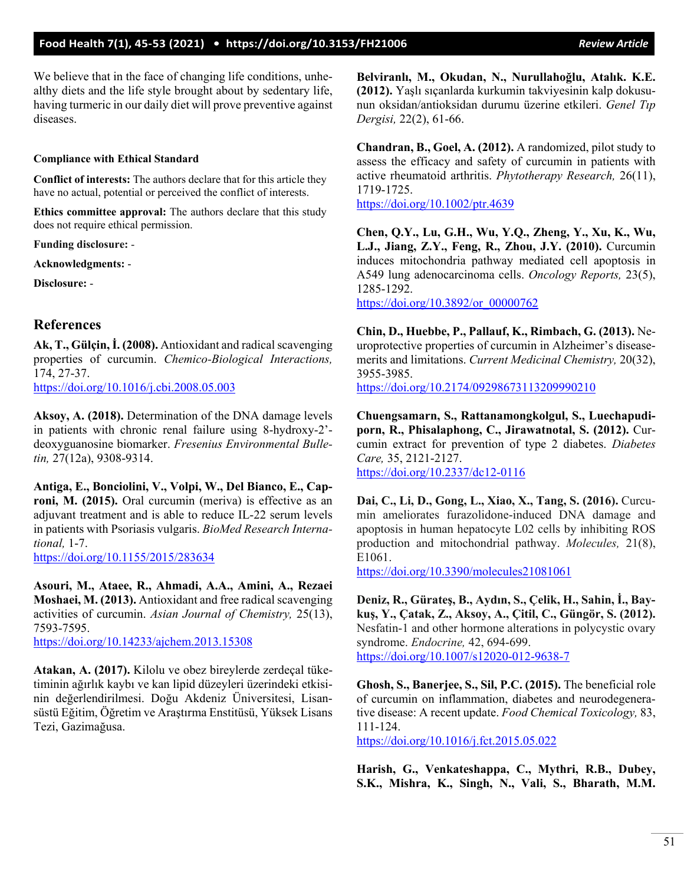We believe that in the face of changing life conditions, unhealthy diets and the life style brought about by sedentary life, having turmeric in our daily diet will prove preventive against diseases.

**Compliance with Ethical Standard**

**Conflict of interests:** The authors declare that for this article they have no actual, potential or perceived the conflict of interests.

**Ethics committee approval:** The authors declare that this study does not require ethical permission.

**Funding disclosure:** -

**Acknowledgments:** -

**Disclosure:** -

## References

**Ak, T., Gülçin, İ. (2008).** Antioxidant and radical scavenging properties of curcumin. *Chemico-Biological Interactions,* 174, 27-37.
https://doi.org/10.1016/j.cbi.2008.05.003

**Aksoy, A. (2018).** Determination of the DNA damage levels in patients with chronic renal failure using 8-hydroxy-2'-deoxyguanosine biomarker. *Fresenius Environmental Bulletin,* 27(12a), 9308-9314.

**Antiga, E., Bonciolini, V., Volpi, W., Del Bianco, E., Caproni, M. (2015).** Oral curcumin (meriva) is effective as an adjuvant treatment and is able to reduce IL-22 serum levels in patients with Psoriasis vulgaris. *BioMed Research International,* 1-7.
https://doi.org/10.1155/2015/283634

**Asouri, M., Ataee, R., Ahmadi, A.A., Amini, A., Rezaei Moshaei, M. (2013).** Antioxidant and free radical scavenging activities of curcumin. *Asian Journal of Chemistry,* 25(13), 7593-7595.
https://doi.org/10.14233/ajchem.2013.15308

**Atakan, A. (2017).** Kilolu ve obez bireylerde zerdeçal tüketiminin ağırlık kaybı ve kan lipid düzeyleri üzerindeki etkisinin değerlendirilmesi. Doğu Akdeniz Üniversitesi, Lisansüstü Eğitim, Öğretim ve Araştırma Enstitüsü, Yüksek Lisans Tezi, Gazimağusa.

**Belviranlı, M., Okudan, N., Nurullahoğlu, Atalık. K.E. (2012).** Yaşlı sıçanlarda kurkumin takviyesinin kalp dokusunun oksidan/antioksidan durumu üzerine etkileri. *Genel Tıp Dergisi,* 22(2), 61-66.

**Chandran, B., Goel, A. (2012).** A randomized, pilot study to assess the efficacy and safety of curcumin in patients with active rheumatoid arthritis. *Phytotherapy Research,* 26(11), 1719-1725.
https://doi.org/10.1002/ptr.4639

**Chen, Q.Y., Lu, G.H., Wu, Y.Q., Zheng, Y., Xu, K., Wu, L.J., Jiang, Z.Y., Feng, R., Zhou, J.Y. (2010).** Curcumin induces mitochondria pathway mediated cell apoptosis in A549 lung adenocarcinoma cells. *Oncology Reports,* 23(5), 1285-1292.
https://doi.org/10.3892/or_00000762

**Chin, D., Huebbe, P., Pallauf, K., Rimbach, G. (2013).** Neuroprotective properties of curcumin in Alzheimer's disease-merits and limitations. *Current Medicinal Chemistry,* 20(32), 3955-3985.
https://doi.org/10.2174/09298673113209990210

**Chuengsamarn, S., Rattanamongkolgul, S., Luechapudiporn, R., Phisalaphong, C., Jirawatnotal, S. (2012).** Curcumin extract for prevention of type 2 diabetes. *Diabetes Care,* 35, 2121-2127.
https://doi.org/10.2337/dc12-0116

**Dai, C., Li, D., Gong, L., Xiao, X., Tang, S. (2016).** Curcumin ameliorates furazolidone-induced DNA damage and apoptosis in human hepatocyte L02 cells by inhibiting ROS production and mitochondrial pathway. *Molecules,* 21(8), E1061.
https://doi.org/10.3390/molecules21081061

**Deniz, R., Gürateş, B., Aydın, S., Çelik, H., Sahin, İ., Baykuş, Y., Çatak, Z., Aksoy, A., Çitil, C., Güngör, S. (2012).** Nesfatin-1 and other hormone alterations in polycystic ovary syndrome. *Endocrine,* 42, 694-699.
https://doi.org/10.1007/s12020-012-9638-7

**Ghosh, S., Banerjee, S., Sil, P.C. (2015).** The beneficial role of curcumin on inflammation, diabetes and neurodegenerative disease: A recent update. *Food Chemical Toxicology,* 83, 111-124.
https://doi.org/10.1016/j.fct.2015.05.022

**Harish, G., Venkateshappa, C., Mythri, R.B., Dubey, S.K., Mishra, K., Singh, N., Vali, S., Bharath, M.M.**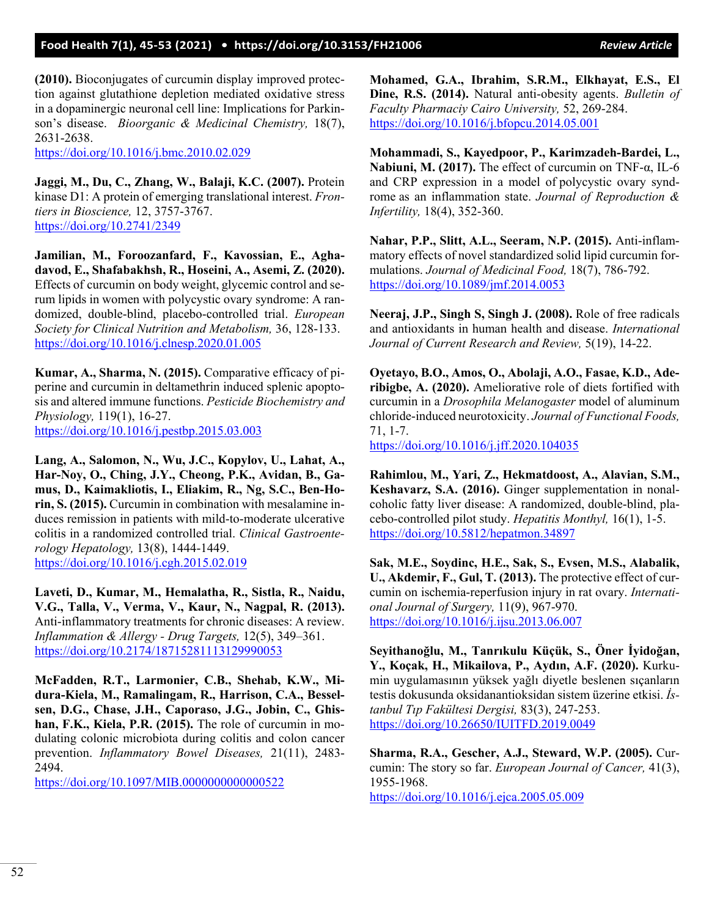**(2010).** Bioconjugates of curcumin display improved protection against glutathione depletion mediated oxidative stress in a dopaminergic neuronal cell line: Implications for Parkinson's disease. *Bioorganic & Medicinal Chemistry,* 18(7), 2631-2638.
https://doi.org/10.1016/j.bmc.2010.02.029

**Jaggi, M., Du, C., Zhang, W., Balaji, K.C. (2007).** Protein kinase D1: A protein of emerging translational interest. *Frontiers in Bioscience,* 12, 3757-3767.
https://doi.org/10.2741/2349

**Jamilian, M., Foroozanfard, F., Kavossian, E., Aghadavod, E., Shafabakhsh, R., Hoseini, A., Asemi, Z. (2020).** Effects of curcumin on body weight, glycemic control and serum lipids in women with polycystic ovary syndrome: A randomized, double-blind, placebo-controlled trial. *European Society for Clinical Nutrition and Metabolism,* 36, 128-133.
https://doi.org/10.1016/j.clnesp.2020.01.005

**Kumar, A., Sharma, N. (2015).** Comparative efficacy of piperine and curcumin in deltamethrin induced splenic apoptosis and altered immune functions. *Pesticide Biochemistry and Physiology,* 119(1), 16-27.
https://doi.org/10.1016/j.pestbp.2015.03.003

**Lang, A., Salomon, N., Wu, J.C., Kopylov, U., Lahat, A., Har-Noy, O., Ching, J.Y., Cheong, P.K., Avidan, B., Gamus, D., Kaimakliotis, I., Eliakim, R., Ng, S.C., Ben-Horin, S. (2015).** Curcumin in combination with mesalamine induces remission in patients with mild-to-moderate ulcerative colitis in a randomized controlled trial. *Clinical Gastroenterology Hepatology,* 13(8), 1444-1449.
https://doi.org/10.1016/j.cgh.2015.02.019

**Laveti, D., Kumar, M., Hemalatha, R., Sistla, R., Naidu, V.G., Talla, V., Verma, V., Kaur, N., Nagpal, R. (2013).** Anti-inflammatory treatments for chronic diseases: A review. *Inflammation & Allergy - Drug Targets,* 12(5), 349–361.
https://doi.org/10.2174/18715281113129990053

**McFadden, R.T., Larmonier, C.B., Shehab, K.W., Midura-Kiela, M., Ramalingam, R., Harrison, C.A., Besselsen, D.G., Chase, J.H., Caporaso, J.G., Jobin, C., Ghishan, F.K., Kiela, P.R. (2015).** The role of curcumin in modulating colonic microbiota during colitis and colon cancer prevention. *Inflammatory Bowel Diseases,* 21(11), 2483-2494.
https://doi.org/10.1097/MIB.0000000000000522

**Mohamed, G.A., Ibrahim, S.R.M., Elkhayat, E.S., El Dine, R.S. (2014).** Natural anti-obesity agents. *Bulletin of Faculty Pharmaciy Cairo University,* 52, 269-284.
https://doi.org/10.1016/j.bfopcu.2014.05.001

**Mohammadi, S., Kayedpoor, P., Karimzadeh-Bardei, L., Nabiuni, M. (2017).** The effect of curcumin on TNF-α, IL-6 and CRP expression in a model of polycystic ovary syndrome as an inflammation state. *Journal of Reproduction & Infertility,* 18(4), 352-360.

**Nahar, P.P., Slitt, A.L., Seeram, N.P. (2015).** Anti-inflammatory effects of novel standardized solid lipid curcumin formulations. *Journal of Medicinal Food,* 18(7), 786-792.
https://doi.org/10.1089/jmf.2014.0053

**Neeraj, J.P., Singh S, Singh J. (2008).** Role of free radicals and antioxidants in human health and disease. *International Journal of Current Research and Review,* 5(19), 14-22.

**Oyetayo, B.O., Amos, O., Abolaji, A.O., Fasae, K.D., Aderibigbe, A. (2020).** Ameliorative role of diets fortified with curcumin in a *Drosophila Melanogaster* model of aluminum chloride-induced neurotoxicity. *Journal of Functional Foods,* 71, 1-7.
https://doi.org/10.1016/j.jff.2020.104035

**Rahimlou, M., Yari, Z., Hekmatdoost, A., Alavian, S.M., Keshavarz, S.A. (2016).** Ginger supplementation in nonalcoholic fatty liver disease: A randomized, double-blind, placebo-controlled pilot study. *Hepatitis Monthyl,* 16(1), 1-5.
https://doi.org/10.5812/hepatmon.34897

**Sak, M.E., Soydinc, H.E., Sak, S., Evsen, M.S., Alabalik, U., Akdemir, F., Gul, T. (2013).** The protective effect of curcumin on ischemia-reperfusion injury in rat ovary. *International Journal of Surgery,* 11(9), 967-970.
https://doi.org/10.1016/j.ijsu.2013.06.007

**Seyithanoğlu, M., Tanrıkulu Küçük, S., Öner İyidoğan, Y., Koçak, H., Mikailova, P., Aydın, A.F. (2020).** Kurkumin uygulamasının yüksek yağlı diyetle beslenen sıçanların testis dokusunda oksidanantioksidan sistem üzerine etkisi. *İstanbul Tıp Fakültesi Dergisi,* 83(3), 247-253.
https://doi.org/10.26650/IUITFD.2019.0049

**Sharma, R.A., Gescher, A.J., Steward, W.P. (2005).** Curcumin: The story so far. *European Journal of Cancer,* 41(3), 1955-1968.
https://doi.org/10.1016/j.ejca.2005.05.009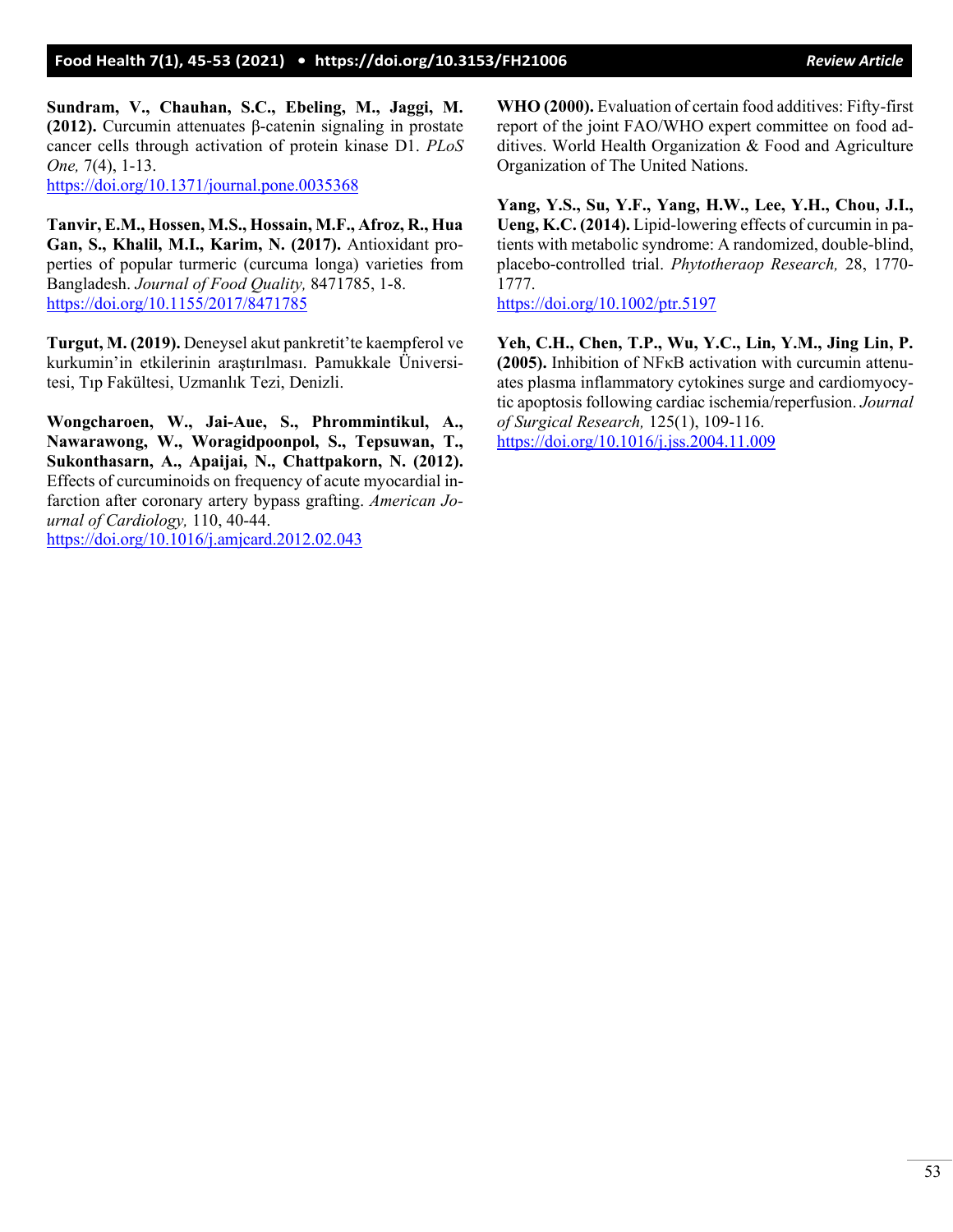**Sundram, V., Chauhan, S.C., Ebeling, M., Jaggi, M. (2012).** Curcumin attenuates β-catenin signaling in prostate cancer cells through activation of protein kinase D1. *PLoS One,* 7(4), 1-13.
https://doi.org/10.1371/journal.pone.0035368

**Tanvir, E.M., Hossen, M.S., Hossain, M.F., Afroz, R., Hua Gan, S., Khalil, M.I., Karim, N. (2017).** Antioxidant properties of popular turmeric (curcuma longa) varieties from Bangladesh. *Journal of Food Quality,* 8471785, 1-8.
https://doi.org/10.1155/2017/8471785

**Turgut, M. (2019).** Deneysel akut pankretit'te kaempferol ve kurkumin'in etkilerinin araştırılması. Pamukkale Üniversitesi, Tıp Fakültesi, Uzmanlık Tezi, Denizli.

**Wongcharoen, W., Jai-Aue, S., Phrommintikul, A., Nawarawong, W., Woragidpoonpol, S., Tepsuwan, T., Sukonthasarn, A., Apaijai, N., Chattpakorn, N. (2012).** Effects of curcuminoids on frequency of acute myocardial infarction after coronary artery bypass grafting. *American Journal of Cardiology,* 110, 40-44.
https://doi.org/10.1016/j.amjcard.2012.02.043

**WHO (2000).** Evaluation of certain food additives: Fifty-first report of the joint FAO/WHO expert committee on food additives. World Health Organization & Food and Agriculture Organization of The United Nations.

**Yang, Y.S., Su, Y.F., Yang, H.W., Lee, Y.H., Chou, J.I., Ueng, K.C. (2014).** Lipid-lowering effects of curcumin in patients with metabolic syndrome: A randomized, double-blind, placebo-controlled trial. *Phytotheraop Research,* 28, 1770-1777.
https://doi.org/10.1002/ptr.5197

**Yeh, C.H., Chen, T.P., Wu, Y.C., Lin, Y.M., Jing Lin, P. (2005).** Inhibition of NFκB activation with curcumin attenuates plasma inflammatory cytokines surge and cardiomyocytic apoptosis following cardiac ischemia/reperfusion. *Journal of Surgical Research,* 125(1), 109-116.
https://doi.org/10.1016/j.jss.2004.11.009